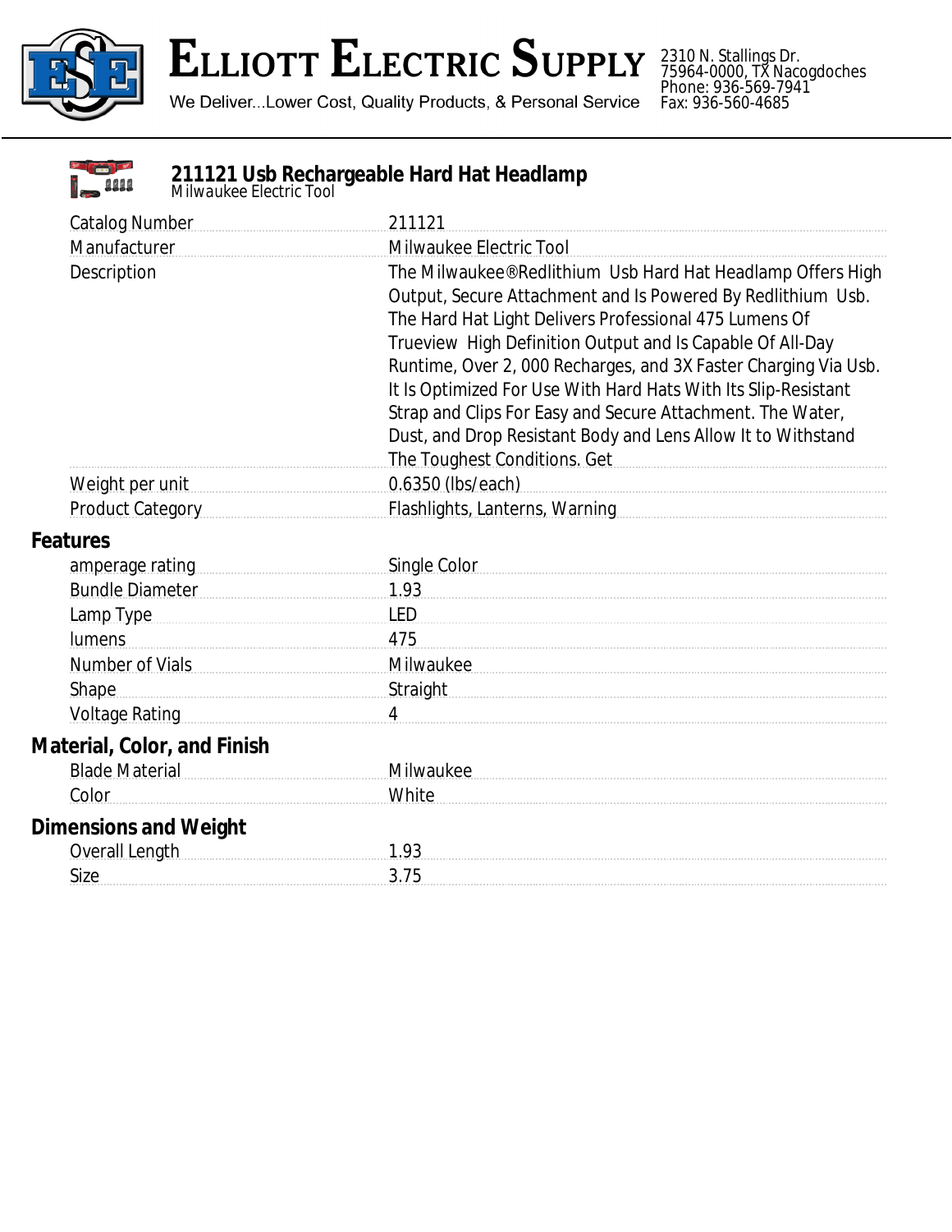# ELLIOTT ELECTRIC SUPPLY

We Deliver...Lower Cost, Quality Products, & Personal Service

2310 N. Stallings Dr.
75964-0000, TX Nacogdoches
Phone: 936-569-7941
Fax: 936-560-4685

## 211121 Usb Rechargeable Hard Hat Headlamp

*Milwaukee Electric Tool*

| | |
|---|---|
| Catalog Number | 211121 |
| Manufacturer | Milwaukee Electric Tool |
| Description | The Milwaukee®Redlithium Usb Hard Hat Headlamp Offers High Output, Secure Attachment and Is Powered By Redlithium Usb. The Hard Hat Light Delivers Professional 475 Lumens Of Trueview High Definition Output and Is Capable Of All-Day Runtime, Over 2, 000 Recharges, and 3X Faster Charging Via Usb. It Is Optimized For Use With Hard Hats With Its Slip-Resistant Strap and Clips For Easy and Secure Attachment. The Water, Dust, and Drop Resistant Body and Lens Allow It to Withstand The Toughest Conditions. Get |
| Weight per unit | 0.6350 (lbs/each) |
| Product Category | Flashlights, Lanterns, Warning |

### Features

| | |
|---|---|
| amperage rating | Single Color |
| Bundle Diameter | 1.93 |
| Lamp Type | LED |
| lumens | 475 |
| Number of Vials | Milwaukee |
| Shape | Straight |
| Voltage Rating | 4 |

### Material, Color, and Finish

| | |
|---|---|
| Blade Material | Milwaukee |
| Color | White |

### Dimensions and Weight

| | |
|---|---|
| Overall Length | 1.93 |
| Size | 3.75 |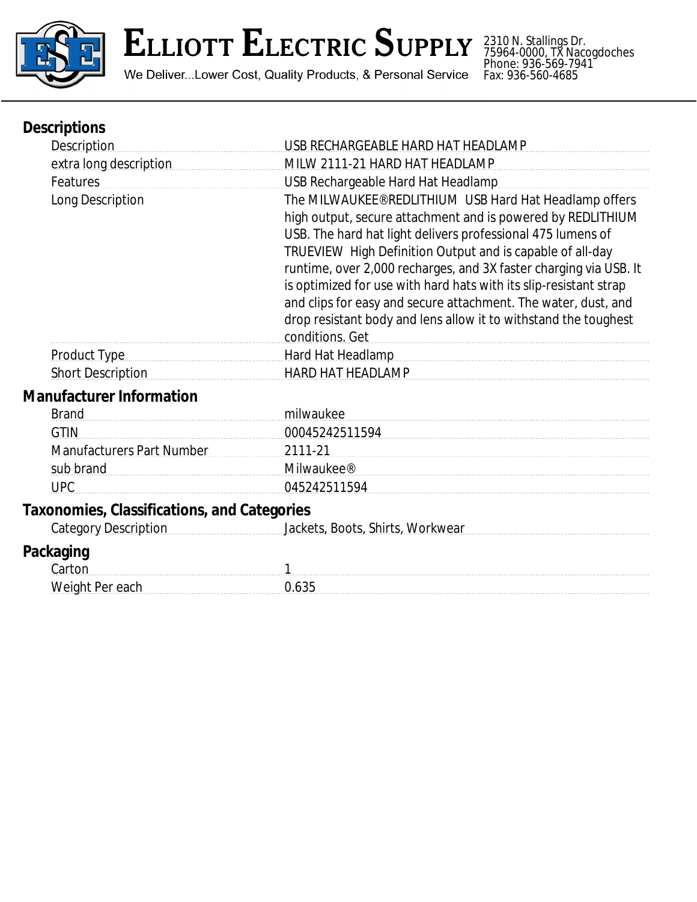# ELLIOTT ELECTRIC SUPPLY

We Deliver...Lower Cost, Quality Products, & Personal Service

2310 N. Stallings Dr.
75964-0000, TX Nacogdoches
Phone: 936-569-7941
Fax: 936-560-4685

## Descriptions

| | |
|---|---|
| Description | USB RECHARGEABLE HARD HAT HEADLAMP |
| extra long description | MILW 2111-21 HARD HAT HEADLAMP |
| Features | USB Rechargeable Hard Hat Headlamp |
| Long Description | The MILWAUKEE®REDLITHIUM USB Hard Hat Headlamp offers high output, secure attachment and is powered by REDLITHIUM USB. The hard hat light delivers professional 475 lumens of TRUEVIEW High Definition Output and is capable of all-day runtime, over 2,000 recharges, and 3X faster charging via USB. It is optimized for use with hard hats with its slip-resistant strap and clips for easy and secure attachment. The water, dust, and drop resistant body and lens allow it to withstand the toughest conditions. Get |
| Product Type | Hard Hat Headlamp |
| Short Description | HARD HAT HEADLAMP |

## Manufacturer Information

| | |
|---|---|
| Brand | milwaukee |
| GTIN | 00045242511594 |
| Manufacturers Part Number | 2111-21 |
| sub brand | Milwaukee® |
| UPC | 045242511594 |

## Taxonomies, Classifications, and Categories

| | |
|---|---|
| Category Description | Jackets, Boots, Shirts, Workwear |

## Packaging

| | |
|---|---|
| Carton | 1 |
| Weight Per each | 0.635 |